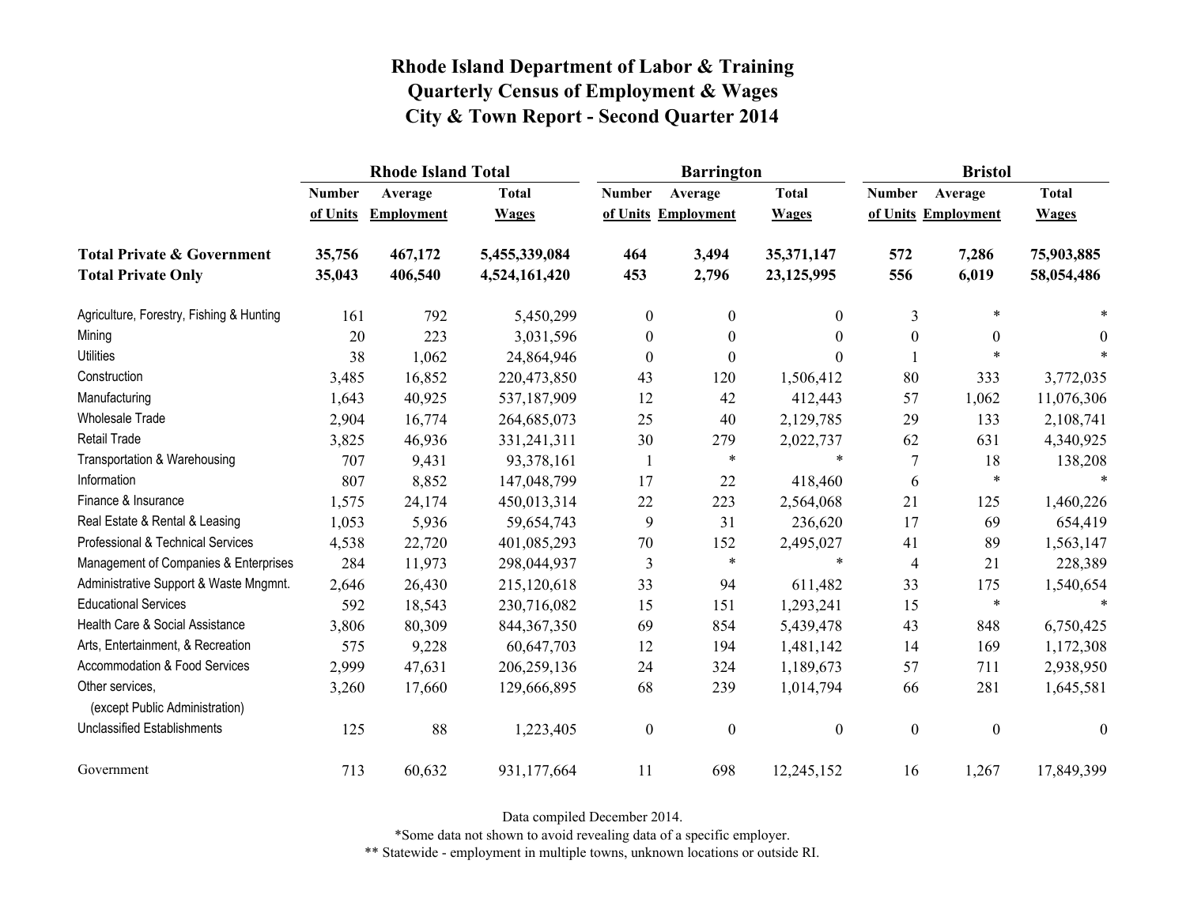# Rhode Island Department of Labor & Training
# Quarterly Census of Employment & Wages
# City & Town Report - Second Quarter 2014

| | Rhode Island Total | | | Barrington | | | Bristol | | |
|---|---|---|---|---|---|---|---|---|---|
| | Number of Units | Average Employment | Total Wages | Number of Units | Average Employment | Total Wages | Number of Units | Average Employment | Total Wages |
| **Total Private & Government** | **35,756** | **467,172** | **5,455,339,084** | **464** | **3,494** | **35,371,147** | **572** | **7,286** | **75,903,885** |
| **Total Private Only** | **35,043** | **406,540** | **4,524,161,420** | **453** | **2,796** | **23,125,995** | **556** | **6,019** | **58,054,486** |
| Agriculture, Forestry, Fishing & Hunting | 161 | 792 | 5,450,299 | 0 | 0 | 0 | 3 | * | * |
| Mining | 20 | 223 | 3,031,596 | 0 | 0 | 0 | 0 | 0 | 0 |
| Utilities | 38 | 1,062 | 24,864,946 | 0 | 0 | 0 | 1 | * | * |
| Construction | 3,485 | 16,852 | 220,473,850 | 43 | 120 | 1,506,412 | 80 | 333 | 3,772,035 |
| Manufacturing | 1,643 | 40,925 | 537,187,909 | 12 | 42 | 412,443 | 57 | 1,062 | 11,076,306 |
| Wholesale Trade | 2,904 | 16,774 | 264,685,073 | 25 | 40 | 2,129,785 | 29 | 133 | 2,108,741 |
| Retail Trade | 3,825 | 46,936 | 331,241,311 | 30 | 279 | 2,022,737 | 62 | 631 | 4,340,925 |
| Transportation & Warehousing | 707 | 9,431 | 93,378,161 | 1 | * | * | 7 | 18 | 138,208 |
| Information | 807 | 8,852 | 147,048,799 | 17 | 22 | 418,460 | 6 | * | * |
| Finance & Insurance | 1,575 | 24,174 | 450,013,314 | 22 | 223 | 2,564,068 | 21 | 125 | 1,460,226 |
| Real Estate & Rental & Leasing | 1,053 | 5,936 | 59,654,743 | 9 | 31 | 236,620 | 17 | 69 | 654,419 |
| Professional & Technical Services | 4,538 | 22,720 | 401,085,293 | 70 | 152 | 2,495,027 | 41 | 89 | 1,563,147 |
| Management of Companies & Enterprises | 284 | 11,973 | 298,044,937 | 3 | * | * | 4 | 21 | 228,389 |
| Administrative Support & Waste Mngmnt. | 2,646 | 26,430 | 215,120,618 | 33 | 94 | 611,482 | 33 | 175 | 1,540,654 |
| Educational Services | 592 | 18,543 | 230,716,082 | 15 | 151 | 1,293,241 | 15 | * | * |
| Health Care & Social Assistance | 3,806 | 80,309 | 844,367,350 | 69 | 854 | 5,439,478 | 43 | 848 | 6,750,425 |
| Arts, Entertainment, & Recreation | 575 | 9,228 | 60,647,703 | 12 | 194 | 1,481,142 | 14 | 169 | 1,172,308 |
| Accommodation & Food Services | 2,999 | 47,631 | 206,259,136 | 24 | 324 | 1,189,673 | 57 | 711 | 2,938,950 |
| Other services, (except Public Administration) | 3,260 | 17,660 | 129,666,895 | 68 | 239 | 1,014,794 | 66 | 281 | 1,645,581 |
| Unclassified Establishments | 125 | 88 | 1,223,405 | 0 | 0 | 0 | 0 | 0 | 0 |
| Government | 713 | 60,632 | 931,177,664 | 11 | 698 | 12,245,152 | 16 | 1,267 | 17,849,399 |

Data compiled December 2014.

*Some data not shown to avoid revealing data of a specific employer.

** Statewide - employment in multiple towns, unknown locations or outside RI.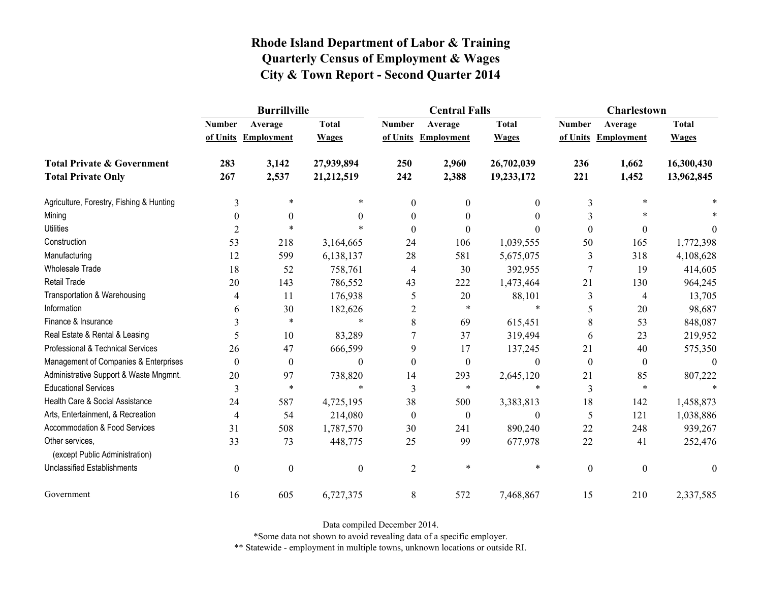# Rhode Island Department of Labor & Training
## Quarterly Census of Employment & Wages
## City & Town Report - Second Quarter 2014

| | Burrillville | | | Central Falls | | | Charlestown | | |
|---|---|---|---|---|---|---|---|---|---|
| | Number of Units | Average Employment | Total Wages | Number of Units | Average Employment | Total Wages | Number of Units | Average Employment | Total Wages |
| **Total Private & Government** | **283** | **3,142** | **27,939,894** | **250** | **2,960** | **26,702,039** | **236** | **1,662** | **16,300,430** |
| **Total Private Only** | **267** | **2,537** | **21,212,519** | **242** | **2,388** | **19,233,172** | **221** | **1,452** | **13,962,845** |
| Agriculture, Forestry, Fishing & Hunting | 3 | * | * | 0 | 0 | 0 | 3 | * | * |
| Mining | 0 | 0 | 0 | 0 | 0 | 0 | 3 | * | * |
| Utilities | 2 | * | * | 0 | 0 | 0 | 0 | 0 | 0 |
| Construction | 53 | 218 | 3,164,665 | 24 | 106 | 1,039,555 | 50 | 165 | 1,772,398 |
| Manufacturing | 12 | 599 | 6,138,137 | 28 | 581 | 5,675,075 | 3 | 318 | 4,108,628 |
| Wholesale Trade | 18 | 52 | 758,761 | 4 | 30 | 392,955 | 7 | 19 | 414,605 |
| Retail Trade | 20 | 143 | 786,552 | 43 | 222 | 1,473,464 | 21 | 130 | 964,245 |
| Transportation & Warehousing | 4 | 11 | 176,938 | 5 | 20 | 88,101 | 3 | 4 | 13,705 |
| Information | 6 | 30 | 182,626 | 2 | * | * | 5 | 20 | 98,687 |
| Finance & Insurance | 3 | * | * | 8 | 69 | 615,451 | 8 | 53 | 848,087 |
| Real Estate & Rental & Leasing | 5 | 10 | 83,289 | 7 | 37 | 319,494 | 6 | 23 | 219,952 |
| Professional & Technical Services | 26 | 47 | 666,599 | 9 | 17 | 137,245 | 21 | 40 | 575,350 |
| Management of Companies & Enterprises | 0 | 0 | 0 | 0 | 0 | 0 | 0 | 0 | 0 |
| Administrative Support & Waste Mngmnt. | 20 | 97 | 738,820 | 14 | 293 | 2,645,120 | 21 | 85 | 807,222 |
| Educational Services | 3 | * | * | 3 | * | * | 3 | * | * |
| Health Care & Social Assistance | 24 | 587 | 4,725,195 | 38 | 500 | 3,383,813 | 18 | 142 | 1,458,873 |
| Arts, Entertainment, & Recreation | 4 | 54 | 214,080 | 0 | 0 | 0 | 5 | 121 | 1,038,886 |
| Accommodation & Food Services | 31 | 508 | 1,787,570 | 30 | 241 | 890,240 | 22 | 248 | 939,267 |
| Other services, (except Public Administration) | 33 | 73 | 448,775 | 25 | 99 | 677,978 | 22 | 41 | 252,476 |
| Unclassified Establishments | 0 | 0 | 0 | 2 | * | * | 0 | 0 | 0 |
| Government | 16 | 605 | 6,727,375 | 8 | 572 | 7,468,867 | 15 | 210 | 2,337,585 |

Data compiled December 2014.

*Some data not shown to avoid revealing data of a specific employer.

** Statewide - employment in multiple towns, unknown locations or outside RI.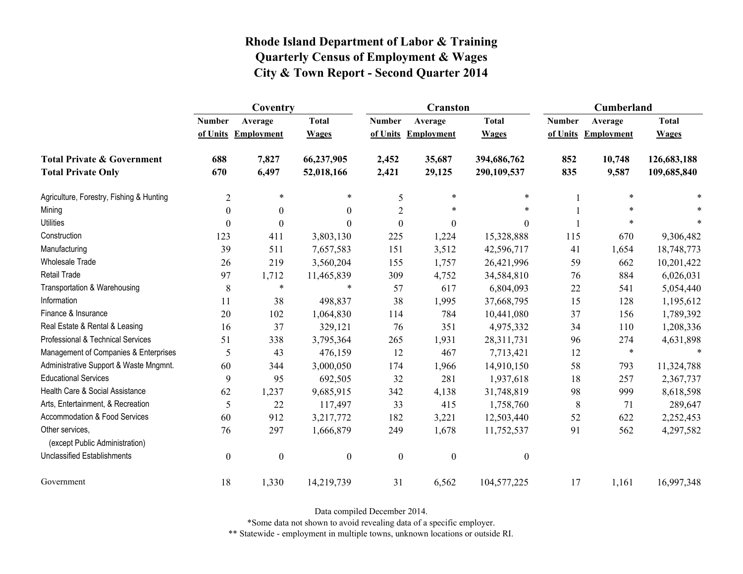# Rhode Island Department of Labor & Training
## Quarterly Census of Employment & Wages
## City & Town Report - Second Quarter 2014

| | Coventry | | | Cranston | | | Cumberland | | |
|---|---|---|---|---|---|---|---|---|---|
| | Number of Units | Average Employment | Total Wages | Number of Units | Average Employment | Total Wages | Number of Units | Average Employment | Total Wages |
| **Total Private & Government** | **688** | **7,827** | **66,237,905** | **2,452** | **35,687** | **394,686,762** | **852** | **10,748** | **126,683,188** |
| **Total Private Only** | **670** | **6,497** | **52,018,166** | **2,421** | **29,125** | **290,109,537** | **835** | **9,587** | **109,685,840** |
| Agriculture, Forestry, Fishing & Hunting | 2 | * | * | 5 | * | * | 1 | * | * |
| Mining | 0 | 0 | 0 | 2 | * | * | 1 | * | * |
| Utilities | 0 | 0 | 0 | 0 | 0 | 0 | 1 | * | * |
| Construction | 123 | 411 | 3,803,130 | 225 | 1,224 | 15,328,888 | 115 | 670 | 9,306,482 |
| Manufacturing | 39 | 511 | 7,657,583 | 151 | 3,512 | 42,596,717 | 41 | 1,654 | 18,748,773 |
| Wholesale Trade | 26 | 219 | 3,560,204 | 155 | 1,757 | 26,421,996 | 59 | 662 | 10,201,422 |
| Retail Trade | 97 | 1,712 | 11,465,839 | 309 | 4,752 | 34,584,810 | 76 | 884 | 6,026,031 |
| Transportation & Warehousing | 8 | * | * | 57 | 617 | 6,804,093 | 22 | 541 | 5,054,440 |
| Information | 11 | 38 | 498,837 | 38 | 1,995 | 37,668,795 | 15 | 128 | 1,195,612 |
| Finance & Insurance | 20 | 102 | 1,064,830 | 114 | 784 | 10,441,080 | 37 | 156 | 1,789,392 |
| Real Estate & Rental & Leasing | 16 | 37 | 329,121 | 76 | 351 | 4,975,332 | 34 | 110 | 1,208,336 |
| Professional & Technical Services | 51 | 338 | 3,795,364 | 265 | 1,931 | 28,311,731 | 96 | 274 | 4,631,898 |
| Management of Companies & Enterprises | 5 | 43 | 476,159 | 12 | 467 | 7,713,421 | 12 | * | * |
| Administrative Support & Waste Mngmnt. | 60 | 344 | 3,000,050 | 174 | 1,966 | 14,910,150 | 58 | 793 | 11,324,788 |
| Educational Services | 9 | 95 | 692,505 | 32 | 281 | 1,937,618 | 18 | 257 | 2,367,737 |
| Health Care & Social Assistance | 62 | 1,237 | 9,685,915 | 342 | 4,138 | 31,748,819 | 98 | 999 | 8,618,598 |
| Arts, Entertainment, & Recreation | 5 | 22 | 117,497 | 33 | 415 | 1,758,760 | 8 | 71 | 289,647 |
| Accommodation & Food Services | 60 | 912 | 3,217,772 | 182 | 3,221 | 12,503,440 | 52 | 622 | 2,252,453 |
| Other services, (except Public Administration) | 76 | 297 | 1,666,879 | 249 | 1,678 | 11,752,537 | 91 | 562 | 4,297,582 |
| Unclassified Establishments | 0 | 0 | 0 | 0 | 0 | 0 | | | |
| Government | 18 | 1,330 | 14,219,739 | 31 | 6,562 | 104,577,225 | 17 | 1,161 | 16,997,348 |

Data compiled December 2014.

*Some data not shown to avoid revealing data of a specific employer.

** Statewide - employment in multiple towns, unknown locations or outside RI.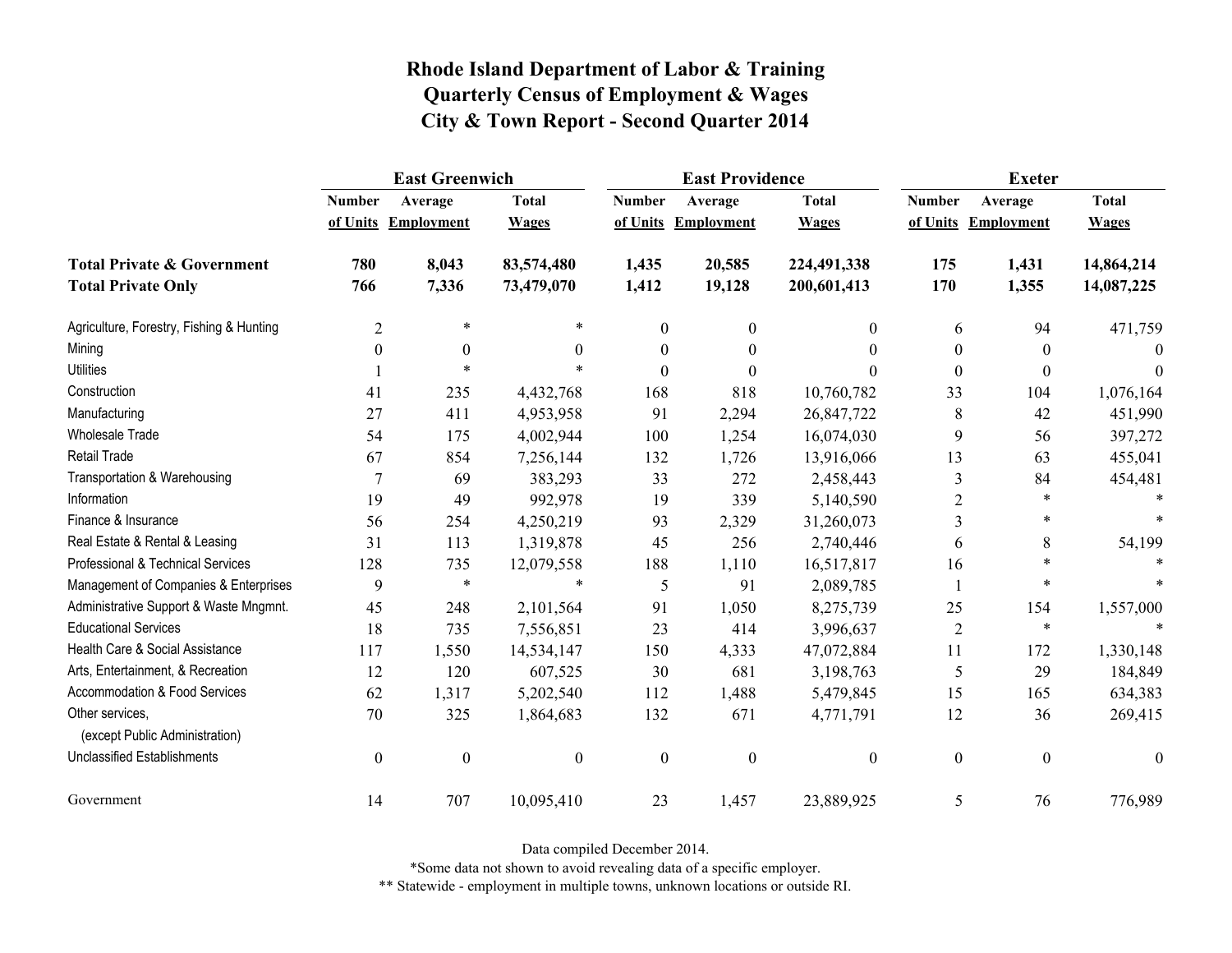# Rhode Island Department of Labor & Training
# Quarterly Census of Employment & Wages
# City & Town Report - Second Quarter 2014

| | East Greenwich | | | East Providence | | | Exeter | | |
|---|---|---|---|---|---|---|---|---|---|
| | Number of Units | Average Employment | Total Wages | Number of Units | Average Employment | Total Wages | Number of Units | Average Employment | Total Wages |
| **Total Private & Government** | **780** | **8,043** | **83,574,480** | **1,435** | **20,585** | **224,491,338** | **175** | **1,431** | **14,864,214** |
| **Total Private Only** | **766** | **7,336** | **73,479,070** | **1,412** | **19,128** | **200,601,413** | **170** | **1,355** | **14,087,225** |
| Agriculture, Forestry, Fishing & Hunting | 2 | * | * | 0 | 0 | 0 | 6 | 94 | 471,759 |
| Mining | 0 | 0 | 0 | 0 | 0 | 0 | 0 | 0 | 0 |
| Utilities | 1 | * | * | 0 | 0 | 0 | 0 | 0 | 0 |
| Construction | 41 | 235 | 4,432,768 | 168 | 818 | 10,760,782 | 33 | 104 | 1,076,164 |
| Manufacturing | 27 | 411 | 4,953,958 | 91 | 2,294 | 26,847,722 | 8 | 42 | 451,990 |
| Wholesale Trade | 54 | 175 | 4,002,944 | 100 | 1,254 | 16,074,030 | 9 | 56 | 397,272 |
| Retail Trade | 67 | 854 | 7,256,144 | 132 | 1,726 | 13,916,066 | 13 | 63 | 455,041 |
| Transportation & Warehousing | 7 | 69 | 383,293 | 33 | 272 | 2,458,443 | 3 | 84 | 454,481 |
| Information | 19 | 49 | 992,978 | 19 | 339 | 5,140,590 | 2 | * | * |
| Finance & Insurance | 56 | 254 | 4,250,219 | 93 | 2,329 | 31,260,073 | 3 | * | * |
| Real Estate & Rental & Leasing | 31 | 113 | 1,319,878 | 45 | 256 | 2,740,446 | 6 | 8 | 54,199 |
| Professional & Technical Services | 128 | 735 | 12,079,558 | 188 | 1,110 | 16,517,817 | 16 | * | * |
| Management of Companies & Enterprises | 9 | * | * | 5 | 91 | 2,089,785 | 1 | * | * |
| Administrative Support & Waste Mngmnt. | 45 | 248 | 2,101,564 | 91 | 1,050 | 8,275,739 | 25 | 154 | 1,557,000 |
| Educational Services | 18 | 735 | 7,556,851 | 23 | 414 | 3,996,637 | 2 | * | * |
| Health Care & Social Assistance | 117 | 1,550 | 14,534,147 | 150 | 4,333 | 47,072,884 | 11 | 172 | 1,330,148 |
| Arts, Entertainment, & Recreation | 12 | 120 | 607,525 | 30 | 681 | 3,198,763 | 5 | 29 | 184,849 |
| Accommodation & Food Services | 62 | 1,317 | 5,202,540 | 112 | 1,488 | 5,479,845 | 15 | 165 | 634,383 |
| Other services, (except Public Administration) | 70 | 325 | 1,864,683 | 132 | 671 | 4,771,791 | 12 | 36 | 269,415 |
| Unclassified Establishments | 0 | 0 | 0 | 0 | 0 | 0 | 0 | 0 | 0 |
| Government | 14 | 707 | 10,095,410 | 23 | 1,457 | 23,889,925 | 5 | 76 | 776,989 |

Data compiled December 2014.

*Some data not shown to avoid revealing data of a specific employer.

** Statewide - employment in multiple towns, unknown locations or outside RI.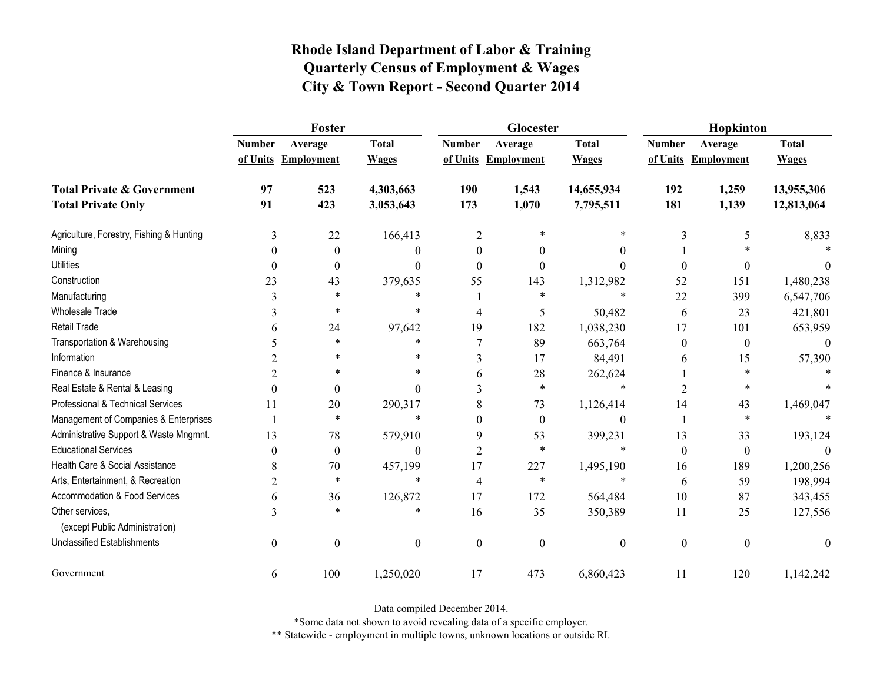# Rhode Island Department of Labor & Training
# Quarterly Census of Employment & Wages
# City & Town Report - Second Quarter 2014

| | Foster | | | Glocester | | | Hopkinton | | |
|---|---|---|---|---|---|---|---|---|---|
| | Number of Units | Average Employment | Total Wages | Number of Units | Average Employment | Total Wages | Number of Units | Average Employment | Total Wages |
| **Total Private & Government** | **97** | **523** | **4,303,663** | **190** | **1,543** | **14,655,934** | **192** | **1,259** | **13,955,306** |
| **Total Private Only** | **91** | **423** | **3,053,643** | **173** | **1,070** | **7,795,511** | **181** | **1,139** | **12,813,064** |
| Agriculture, Forestry, Fishing & Hunting | 3 | 22 | 166,413 | 2 | * | * | 3 | 5 | 8,833 |
| Mining | 0 | 0 | 0 | 0 | 0 | 0 | 1 | * | * |
| Utilities | 0 | 0 | 0 | 0 | 0 | 0 | 0 | 0 | 0 |
| Construction | 23 | 43 | 379,635 | 55 | 143 | 1,312,982 | 52 | 151 | 1,480,238 |
| Manufacturing | 3 | * | * | 1 | * | * | 22 | 399 | 6,547,706 |
| Wholesale Trade | 3 | * | * | 4 | 5 | 50,482 | 6 | 23 | 421,801 |
| Retail Trade | 6 | 24 | 97,642 | 19 | 182 | 1,038,230 | 17 | 101 | 653,959 |
| Transportation & Warehousing | 5 | * | * | 7 | 89 | 663,764 | 0 | 0 | 0 |
| Information | 2 | * | * | 3 | 17 | 84,491 | 6 | 15 | 57,390 |
| Finance & Insurance | 2 | * | * | 6 | 28 | 262,624 | 1 | * | * |
| Real Estate & Rental & Leasing | 0 | 0 | 0 | 3 | * | * | 2 | * | * |
| Professional & Technical Services | 11 | 20 | 290,317 | 8 | 73 | 1,126,414 | 14 | 43 | 1,469,047 |
| Management of Companies & Enterprises | 1 | * | * | 0 | 0 | 0 | 1 | * | * |
| Administrative Support & Waste Mngmnt. | 13 | 78 | 579,910 | 9 | 53 | 399,231 | 13 | 33 | 193,124 |
| Educational Services | 0 | 0 | 0 | 2 | * | * | 0 | 0 | 0 |
| Health Care & Social Assistance | 8 | 70 | 457,199 | 17 | 227 | 1,495,190 | 16 | 189 | 1,200,256 |
| Arts, Entertainment, & Recreation | 2 | * | * | 4 | * | * | 6 | 59 | 198,994 |
| Accommodation & Food Services | 6 | 36 | 126,872 | 17 | 172 | 564,484 | 10 | 87 | 343,455 |
| Other services, (except Public Administration) | 3 | * | * | 16 | 35 | 350,389 | 11 | 25 | 127,556 |
| Unclassified Establishments | 0 | 0 | 0 | 0 | 0 | 0 | 0 | 0 | 0 |
| Government | 6 | 100 | 1,250,020 | 17 | 473 | 6,860,423 | 11 | 120 | 1,142,242 |

Data compiled December 2014.

*Some data not shown to avoid revealing data of a specific employer.

** Statewide - employment in multiple towns, unknown locations or outside RI.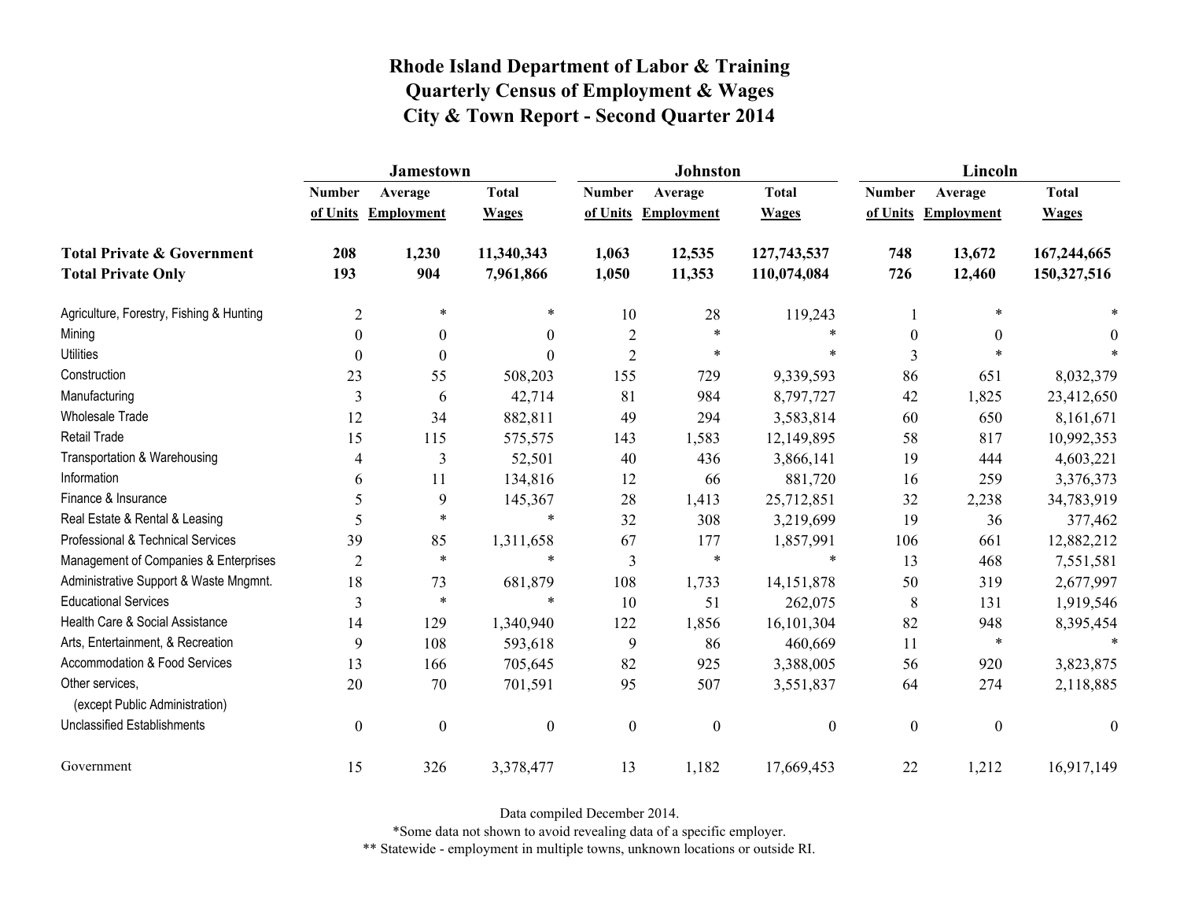# Rhode Island Department of Labor & Training
## Quarterly Census of Employment & Wages
## City & Town Report - Second Quarter 2014

| | Jamestown | | | Johnston | | | Lincoln | | |
|---|---|---|---|---|---|---|---|---|---|
| | Number of Units | Average Employment | Total Wages | Number of Units | Average Employment | Total Wages | Number of Units | Average Employment | Total Wages |
| **Total Private & Government** | **208** | **1,230** | **11,340,343** | **1,063** | **12,535** | **127,743,537** | **748** | **13,672** | **167,244,665** |
| **Total Private Only** | **193** | **904** | **7,961,866** | **1,050** | **11,353** | **110,074,084** | **726** | **12,460** | **150,327,516** |
| Agriculture, Forestry, Fishing & Hunting | 2 | * | * | 10 | 28 | 119,243 | 1 | * | * |
| Mining | 0 | 0 | 0 | 2 | * | * | 0 | 0 | 0 |
| Utilities | 0 | 0 | 0 | 2 | * | * | 3 | * | * |
| Construction | 23 | 55 | 508,203 | 155 | 729 | 9,339,593 | 86 | 651 | 8,032,379 |
| Manufacturing | 3 | 6 | 42,714 | 81 | 984 | 8,797,727 | 42 | 1,825 | 23,412,650 |
| Wholesale Trade | 12 | 34 | 882,811 | 49 | 294 | 3,583,814 | 60 | 650 | 8,161,671 |
| Retail Trade | 15 | 115 | 575,575 | 143 | 1,583 | 12,149,895 | 58 | 817 | 10,992,353 |
| Transportation & Warehousing | 4 | 3 | 52,501 | 40 | 436 | 3,866,141 | 19 | 444 | 4,603,221 |
| Information | 6 | 11 | 134,816 | 12 | 66 | 881,720 | 16 | 259 | 3,376,373 |
| Finance & Insurance | 5 | 9 | 145,367 | 28 | 1,413 | 25,712,851 | 32 | 2,238 | 34,783,919 |
| Real Estate & Rental & Leasing | 5 | * | * | 32 | 308 | 3,219,699 | 19 | 36 | 377,462 |
| Professional & Technical Services | 39 | 85 | 1,311,658 | 67 | 177 | 1,857,991 | 106 | 661 | 12,882,212 |
| Management of Companies & Enterprises | 2 | * | * | 3 | * | * | 13 | 468 | 7,551,581 |
| Administrative Support & Waste Mngmnt. | 18 | 73 | 681,879 | 108 | 1,733 | 14,151,878 | 50 | 319 | 2,677,997 |
| Educational Services | 3 | * | * | 10 | 51 | 262,075 | 8 | 131 | 1,919,546 |
| Health Care & Social Assistance | 14 | 129 | 1,340,940 | 122 | 1,856 | 16,101,304 | 82 | 948 | 8,395,454 |
| Arts, Entertainment, & Recreation | 9 | 108 | 593,618 | 9 | 86 | 460,669 | 11 | * | * |
| Accommodation & Food Services | 13 | 166 | 705,645 | 82 | 925 | 3,388,005 | 56 | 920 | 3,823,875 |
| Other services, (except Public Administration) | 20 | 70 | 701,591 | 95 | 507 | 3,551,837 | 64 | 274 | 2,118,885 |
| Unclassified Establishments | 0 | 0 | 0 | 0 | 0 | 0 | 0 | 0 | 0 |
| Government | 15 | 326 | 3,378,477 | 13 | 1,182 | 17,669,453 | 22 | 1,212 | 16,917,149 |

Data compiled December 2014.

*Some data not shown to avoid revealing data of a specific employer.

** Statewide - employment in multiple towns, unknown locations or outside RI.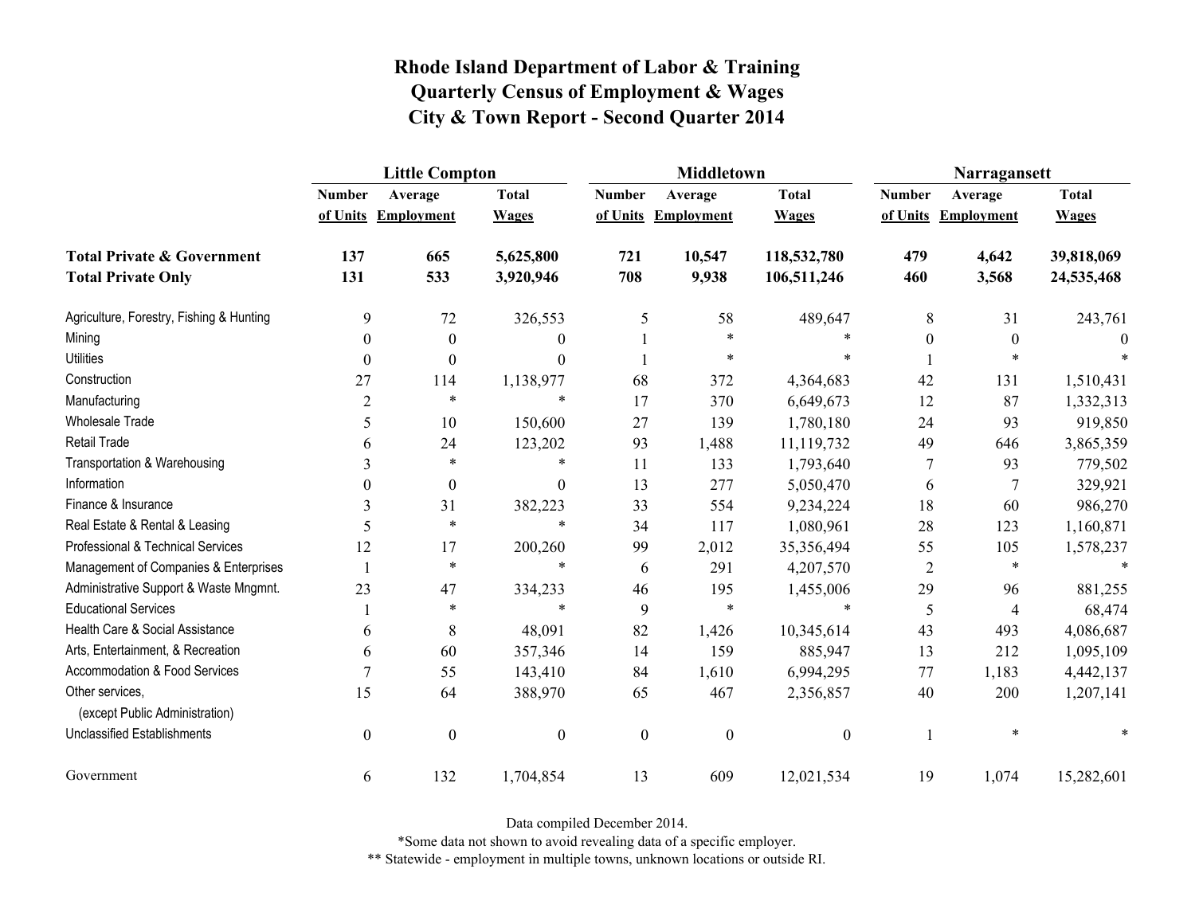# Rhode Island Department of Labor & Training
# Quarterly Census of Employment & Wages
# City & Town Report - Second Quarter 2014

| | Little Compton | | | Middletown | | | Narragansett | | |
|---|---|---|---|---|---|---|---|---|---|
| | Number of Units | Average Employment | Total Wages | Number of Units | Average Employment | Total Wages | Number of Units | Average Employment | Total Wages |
| **Total Private & Government** | **137** | **665** | **5,625,800** | **721** | **10,547** | **118,532,780** | **479** | **4,642** | **39,818,069** |
| **Total Private Only** | **131** | **533** | **3,920,946** | **708** | **9,938** | **106,511,246** | **460** | **3,568** | **24,535,468** |
| Agriculture, Forestry, Fishing & Hunting | 9 | 72 | 326,553 | 5 | 58 | 489,647 | 8 | 31 | 243,761 |
| Mining | 0 | 0 | 0 | 1 | * | * | 0 | 0 | 0 |
| Utilities | 0 | 0 | 0 | 1 | * | * | 1 | * | * |
| Construction | 27 | 114 | 1,138,977 | 68 | 372 | 4,364,683 | 42 | 131 | 1,510,431 |
| Manufacturing | 2 | * | * | 17 | 370 | 6,649,673 | 12 | 87 | 1,332,313 |
| Wholesale Trade | 5 | 10 | 150,600 | 27 | 139 | 1,780,180 | 24 | 93 | 919,850 |
| Retail Trade | 6 | 24 | 123,202 | 93 | 1,488 | 11,119,732 | 49 | 646 | 3,865,359 |
| Transportation & Warehousing | 3 | * | * | 11 | 133 | 1,793,640 | 7 | 93 | 779,502 |
| Information | 0 | 0 | 0 | 13 | 277 | 5,050,470 | 6 | 7 | 329,921 |
| Finance & Insurance | 3 | 31 | 382,223 | 33 | 554 | 9,234,224 | 18 | 60 | 986,270 |
| Real Estate & Rental & Leasing | 5 | * | * | 34 | 117 | 1,080,961 | 28 | 123 | 1,160,871 |
| Professional & Technical Services | 12 | 17 | 200,260 | 99 | 2,012 | 35,356,494 | 55 | 105 | 1,578,237 |
| Management of Companies & Enterprises | 1 | * | * | 6 | 291 | 4,207,570 | 2 | * | * |
| Administrative Support & Waste Mngmnt. | 23 | 47 | 334,233 | 46 | 195 | 1,455,006 | 29 | 96 | 881,255 |
| Educational Services | 1 | * | * | 9 | * | * | 5 | 4 | 68,474 |
| Health Care & Social Assistance | 6 | 8 | 48,091 | 82 | 1,426 | 10,345,614 | 43 | 493 | 4,086,687 |
| Arts, Entertainment, & Recreation | 6 | 60 | 357,346 | 14 | 159 | 885,947 | 13 | 212 | 1,095,109 |
| Accommodation & Food Services | 7 | 55 | 143,410 | 84 | 1,610 | 6,994,295 | 77 | 1,183 | 4,442,137 |
| Other services, (except Public Administration) | 15 | 64 | 388,970 | 65 | 467 | 2,356,857 | 40 | 200 | 1,207,141 |
| Unclassified Establishments | 0 | 0 | 0 | 0 | 0 | 0 | 1 | * | * |
| Government | 6 | 132 | 1,704,854 | 13 | 609 | 12,021,534 | 19 | 1,074 | 15,282,601 |

Data compiled December 2014.

*Some data not shown to avoid revealing data of a specific employer.

** Statewide - employment in multiple towns, unknown locations or outside RI.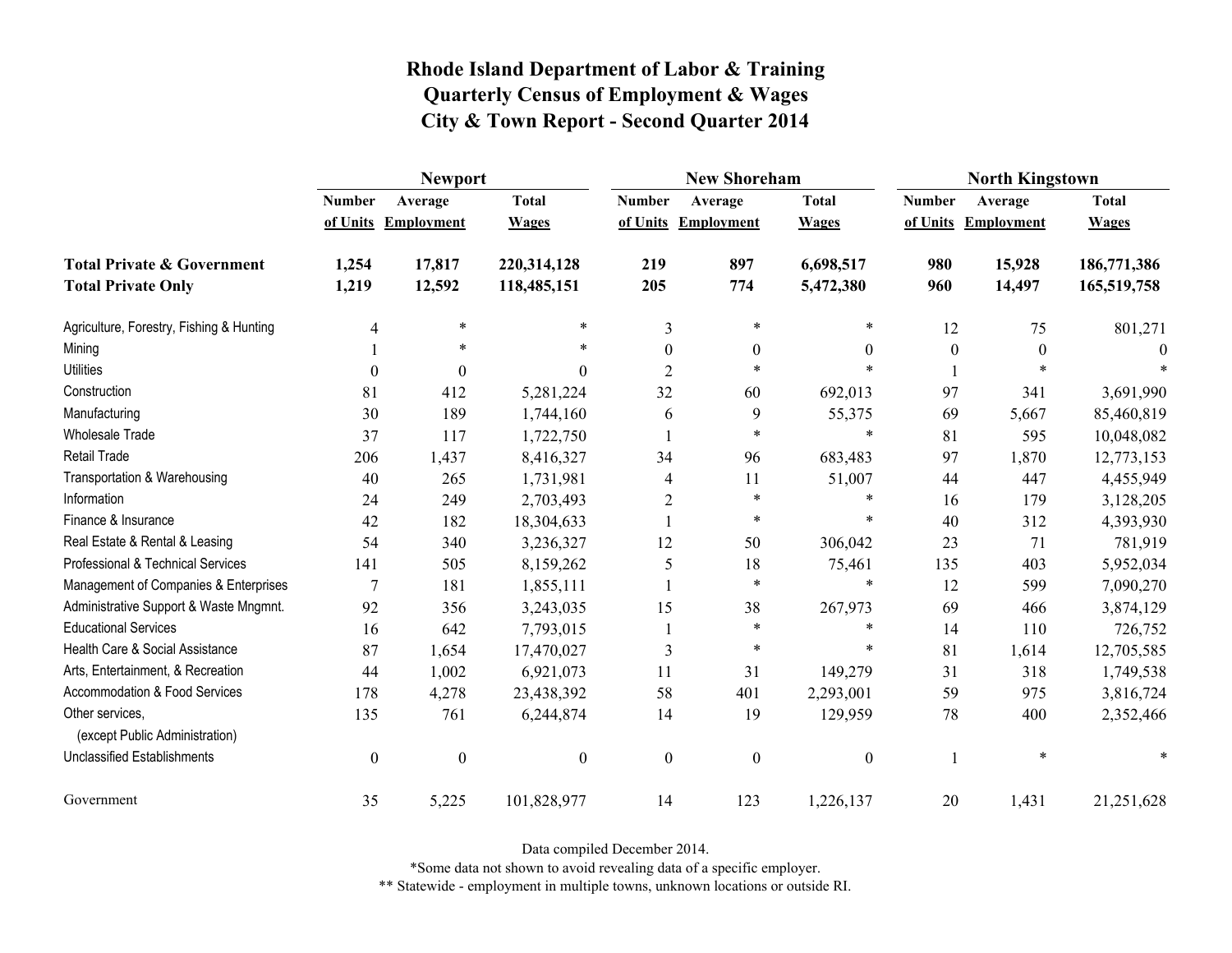# Rhode Island Department of Labor & Training
# Quarterly Census of Employment & Wages
# City & Town Report - Second Quarter 2014

| | Newport | | | New Shoreham | | | North Kingstown | | |
|---|---|---|---|---|---|---|---|---|---|
| | Number of Units | Average Employment | Total Wages | Number of Units | Average Employment | Total Wages | Number of Units | Average Employment | Total Wages |
| **Total Private & Government** | **1,254** | **17,817** | **220,314,128** | **219** | **897** | **6,698,517** | **980** | **15,928** | **186,771,386** |
| **Total Private Only** | **1,219** | **12,592** | **118,485,151** | **205** | **774** | **5,472,380** | **960** | **14,497** | **165,519,758** |
| Agriculture, Forestry, Fishing & Hunting | 4 | * | * | 3 | * | * | 12 | 75 | 801,271 |
| Mining | 1 | * | * | 0 | 0 | 0 | 0 | 0 | 0 |
| Utilities | 0 | 0 | 0 | 2 | * | * | 1 | * | * |
| Construction | 81 | 412 | 5,281,224 | 32 | 60 | 692,013 | 97 | 341 | 3,691,990 |
| Manufacturing | 30 | 189 | 1,744,160 | 6 | 9 | 55,375 | 69 | 5,667 | 85,460,819 |
| Wholesale Trade | 37 | 117 | 1,722,750 | 1 | * | * | 81 | 595 | 10,048,082 |
| Retail Trade | 206 | 1,437 | 8,416,327 | 34 | 96 | 683,483 | 97 | 1,870 | 12,773,153 |
| Transportation & Warehousing | 40 | 265 | 1,731,981 | 4 | 11 | 51,007 | 44 | 447 | 4,455,949 |
| Information | 24 | 249 | 2,703,493 | 2 | * | * | 16 | 179 | 3,128,205 |
| Finance & Insurance | 42 | 182 | 18,304,633 | 1 | * | * | 40 | 312 | 4,393,930 |
| Real Estate & Rental & Leasing | 54 | 340 | 3,236,327 | 12 | 50 | 306,042 | 23 | 71 | 781,919 |
| Professional & Technical Services | 141 | 505 | 8,159,262 | 5 | 18 | 75,461 | 135 | 403 | 5,952,034 |
| Management of Companies & Enterprises | 7 | 181 | 1,855,111 | 1 | * | * | 12 | 599 | 7,090,270 |
| Administrative Support & Waste Mngmnt. | 92 | 356 | 3,243,035 | 15 | 38 | 267,973 | 69 | 466 | 3,874,129 |
| Educational Services | 16 | 642 | 7,793,015 | 1 | * | * | 14 | 110 | 726,752 |
| Health Care & Social Assistance | 87 | 1,654 | 17,470,027 | 3 | * | * | 81 | 1,614 | 12,705,585 |
| Arts, Entertainment, & Recreation | 44 | 1,002 | 6,921,073 | 11 | 31 | 149,279 | 31 | 318 | 1,749,538 |
| Accommodation & Food Services | 178 | 4,278 | 23,438,392 | 58 | 401 | 2,293,001 | 59 | 975 | 3,816,724 |
| Other services, (except Public Administration) | 135 | 761 | 6,244,874 | 14 | 19 | 129,959 | 78 | 400 | 2,352,466 |
| Unclassified Establishments | 0 | 0 | 0 | 0 | 0 | 0 | 1 | * | * |
| Government | 35 | 5,225 | 101,828,977 | 14 | 123 | 1,226,137 | 20 | 1,431 | 21,251,628 |

Data compiled December 2014.

*Some data not shown to avoid revealing data of a specific employer.

** Statewide - employment in multiple towns, unknown locations or outside RI.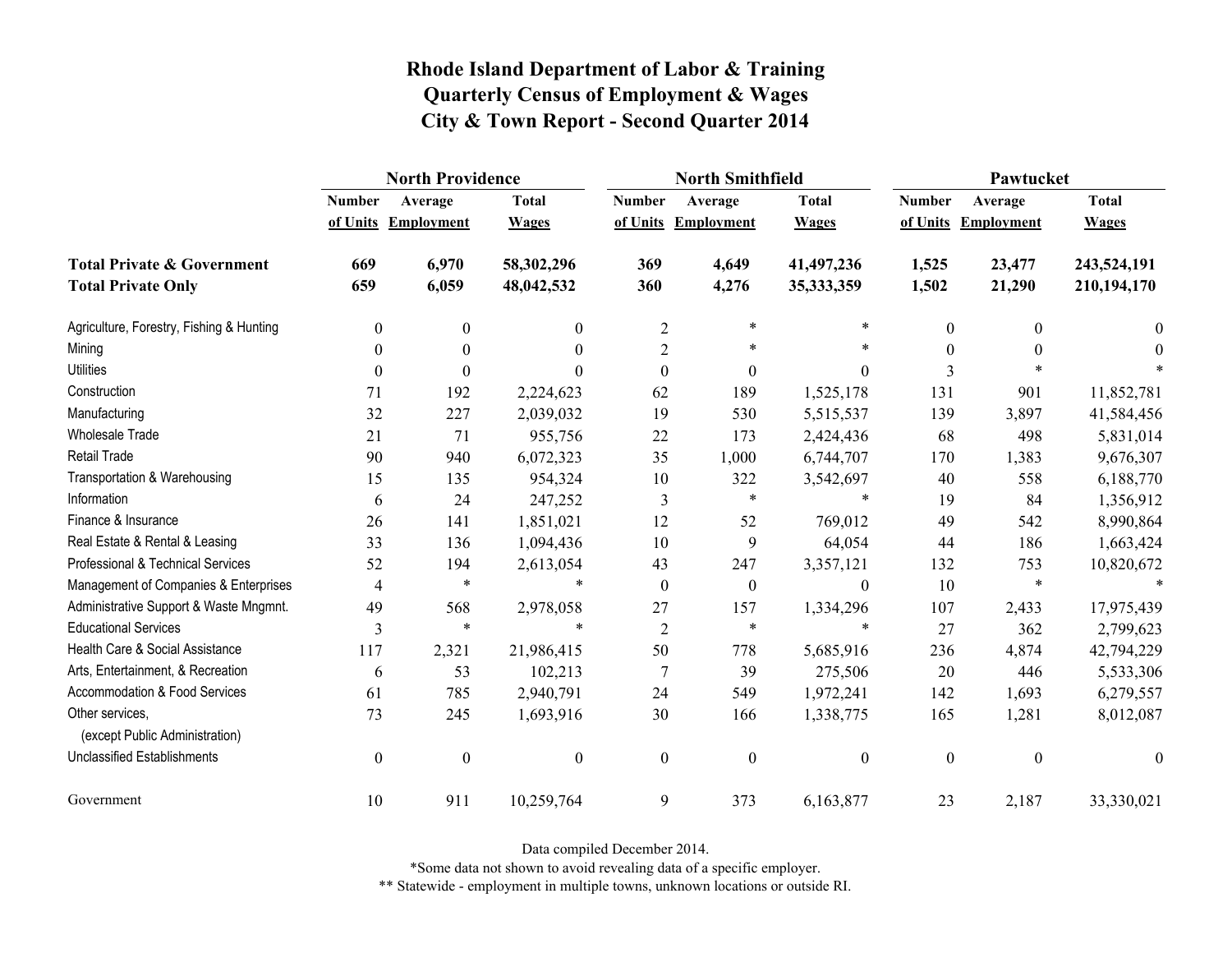# Rhode Island Department of Labor & Training
# Quarterly Census of Employment & Wages
# City & Town Report - Second Quarter 2014

| | North Providence | | | North Smithfield | | | Pawtucket | | |
|---|---|---|---|---|---|---|---|---|---|
| | Number of Units | Average Employment | Total Wages | Number of Units | Average Employment | Total Wages | Number of Units | Average Employment | Total Wages |
| **Total Private & Government** | **669** | **6,970** | **58,302,296** | **369** | **4,649** | **41,497,236** | **1,525** | **23,477** | **243,524,191** |
| **Total Private Only** | **659** | **6,059** | **48,042,532** | **360** | **4,276** | **35,333,359** | **1,502** | **21,290** | **210,194,170** |
| Agriculture, Forestry, Fishing & Hunting | 0 | 0 | 0 | 2 | * | * | 0 | 0 | 0 |
| Mining | 0 | 0 | 0 | 2 | * | * | 0 | 0 | 0 |
| Utilities | 0 | 0 | 0 | 0 | 0 | 0 | 3 | * | * |
| Construction | 71 | 192 | 2,224,623 | 62 | 189 | 1,525,178 | 131 | 901 | 11,852,781 |
| Manufacturing | 32 | 227 | 2,039,032 | 19 | 530 | 5,515,537 | 139 | 3,897 | 41,584,456 |
| Wholesale Trade | 21 | 71 | 955,756 | 22 | 173 | 2,424,436 | 68 | 498 | 5,831,014 |
| Retail Trade | 90 | 940 | 6,072,323 | 35 | 1,000 | 6,744,707 | 170 | 1,383 | 9,676,307 |
| Transportation & Warehousing | 15 | 135 | 954,324 | 10 | 322 | 3,542,697 | 40 | 558 | 6,188,770 |
| Information | 6 | 24 | 247,252 | 3 | * | * | 19 | 84 | 1,356,912 |
| Finance & Insurance | 26 | 141 | 1,851,021 | 12 | 52 | 769,012 | 49 | 542 | 8,990,864 |
| Real Estate & Rental & Leasing | 33 | 136 | 1,094,436 | 10 | 9 | 64,054 | 44 | 186 | 1,663,424 |
| Professional & Technical Services | 52 | 194 | 2,613,054 | 43 | 247 | 3,357,121 | 132 | 753 | 10,820,672 |
| Management of Companies & Enterprises | 4 | * | * | 0 | 0 | 0 | 10 | * | * |
| Administrative Support & Waste Mngmnt. | 49 | 568 | 2,978,058 | 27 | 157 | 1,334,296 | 107 | 2,433 | 17,975,439 |
| Educational Services | 3 | * | * | 2 | * | * | 27 | 362 | 2,799,623 |
| Health Care & Social Assistance | 117 | 2,321 | 21,986,415 | 50 | 778 | 5,685,916 | 236 | 4,874 | 42,794,229 |
| Arts, Entertainment, & Recreation | 6 | 53 | 102,213 | 7 | 39 | 275,506 | 20 | 446 | 5,533,306 |
| Accommodation & Food Services | 61 | 785 | 2,940,791 | 24 | 549 | 1,972,241 | 142 | 1,693 | 6,279,557 |
| Other services, (except Public Administration) | 73 | 245 | 1,693,916 | 30 | 166 | 1,338,775 | 165 | 1,281 | 8,012,087 |
| Unclassified Establishments | 0 | 0 | 0 | 0 | 0 | 0 | 0 | 0 | 0 |
| Government | 10 | 911 | 10,259,764 | 9 | 373 | 6,163,877 | 23 | 2,187 | 33,330,021 |

Data compiled December 2014.

*Some data not shown to avoid revealing data of a specific employer.

** Statewide - employment in multiple towns, unknown locations or outside RI.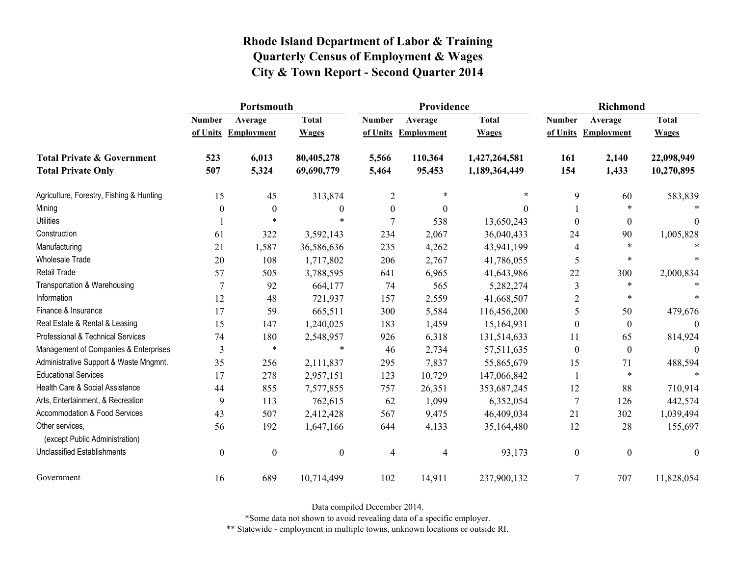# Rhode Island Department of Labor & Training
# Quarterly Census of Employment & Wages
# City & Town Report - Second Quarter 2014

| | Portsmouth | | | Providence | | | Richmond | | |
|---|---|---|---|---|---|---|---|---|---|
| | Number of Units | Average Employment | Total Wages | Number of Units | Average Employment | Total Wages | Number of Units | Average Employment | Total Wages |
| **Total Private & Government** | **523** | **6,013** | **80,405,278** | **5,566** | **110,364** | **1,427,264,581** | **161** | **2,140** | **22,098,949** |
| **Total Private Only** | **507** | **5,324** | **69,690,779** | **5,464** | **95,453** | **1,189,364,449** | **154** | **1,433** | **10,270,895** |
| Agriculture, Forestry, Fishing & Hunting | 15 | 45 | 313,874 | 2 | * | * | 9 | 60 | 583,839 |
| Mining | 0 | 0 | 0 | 0 | 0 | 0 | 1 | * | * |
| Utilities | 1 | * | * | 7 | 538 | 13,650,243 | 0 | 0 | 0 |
| Construction | 61 | 322 | 3,592,143 | 234 | 2,067 | 36,040,433 | 24 | 90 | 1,005,828 |
| Manufacturing | 21 | 1,587 | 36,586,636 | 235 | 4,262 | 43,941,199 | 4 | * | * |
| Wholesale Trade | 20 | 108 | 1,717,802 | 206 | 2,767 | 41,786,055 | 5 | * | * |
| Retail Trade | 57 | 505 | 3,788,595 | 641 | 6,965 | 41,643,986 | 22 | 300 | 2,000,834 |
| Transportation & Warehousing | 7 | 92 | 664,177 | 74 | 565 | 5,282,274 | 3 | * | * |
| Information | 12 | 48 | 721,937 | 157 | 2,559 | 41,668,507 | 2 | * | * |
| Finance & Insurance | 17 | 59 | 665,511 | 300 | 5,584 | 116,456,200 | 5 | 50 | 479,676 |
| Real Estate & Rental & Leasing | 15 | 147 | 1,240,025 | 183 | 1,459 | 15,164,931 | 0 | 0 | 0 |
| Professional & Technical Services | 74 | 180 | 2,548,957 | 926 | 6,318 | 131,514,633 | 11 | 65 | 814,924 |
| Management of Companies & Enterprises | 3 | * | * | 46 | 2,734 | 57,511,635 | 0 | 0 | 0 |
| Administrative Support & Waste Mngmnt. | 35 | 256 | 2,111,837 | 295 | 7,837 | 55,865,679 | 15 | 71 | 488,594 |
| Educational Services | 17 | 278 | 2,957,151 | 123 | 10,729 | 147,066,842 | 1 | * | * |
| Health Care & Social Assistance | 44 | 855 | 7,577,855 | 757 | 26,351 | 353,687,245 | 12 | 88 | 710,914 |
| Arts, Entertainment, & Recreation | 9 | 113 | 762,615 | 62 | 1,099 | 6,352,054 | 7 | 126 | 442,574 |
| Accommodation & Food Services | 43 | 507 | 2,412,428 | 567 | 9,475 | 46,409,034 | 21 | 302 | 1,039,494 |
| Other services, (except Public Administration) | 56 | 192 | 1,647,166 | 644 | 4,133 | 35,164,480 | 12 | 28 | 155,697 |
| Unclassified Establishments | 0 | 0 | 0 | 4 | 4 | 93,173 | 0 | 0 | 0 |
| Government | 16 | 689 | 10,714,499 | 102 | 14,911 | 237,900,132 | 7 | 707 | 11,828,054 |

Data compiled December 2014.

*Some data not shown to avoid revealing data of a specific employer.

** Statewide - employment in multiple towns, unknown locations or outside RI.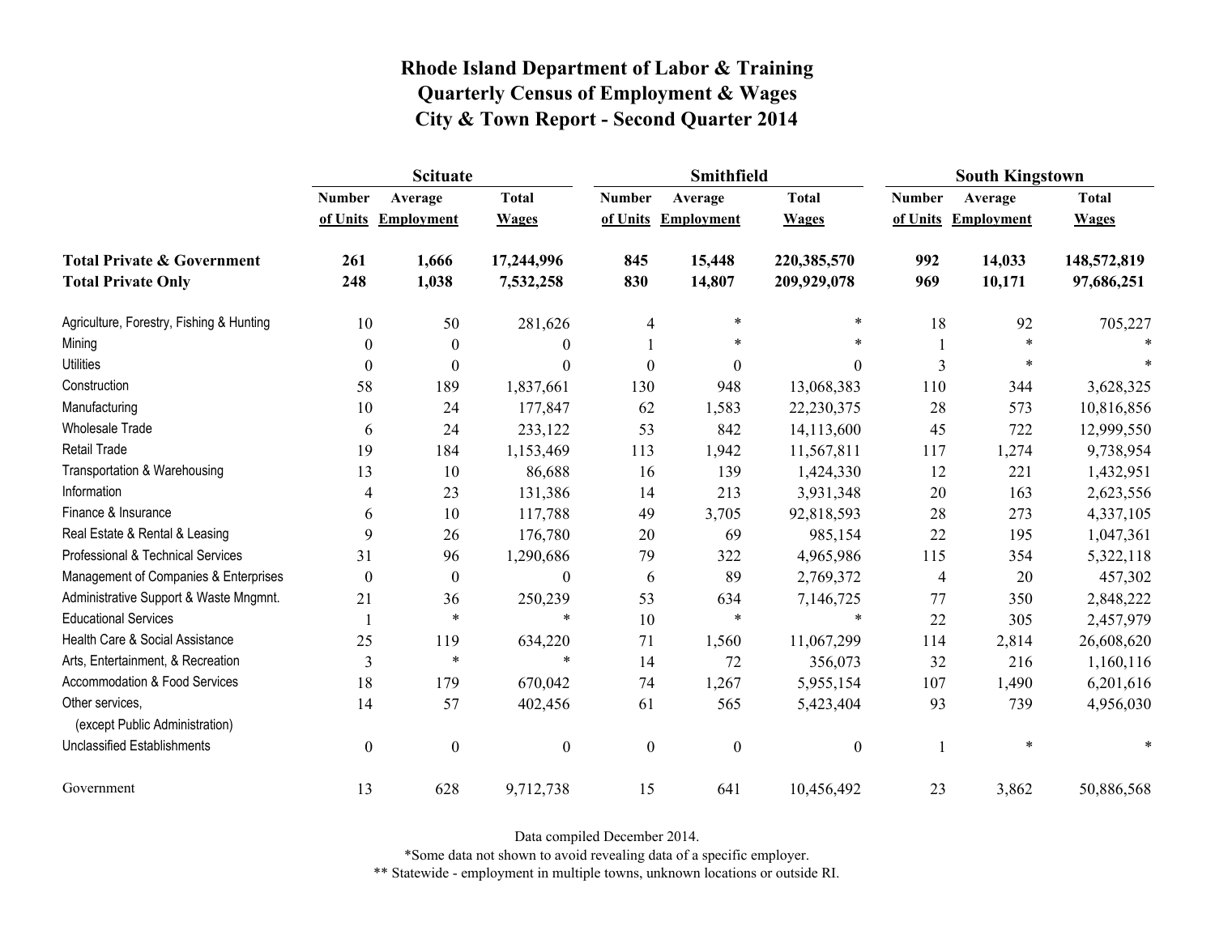# Rhode Island Department of Labor & Training
## Quarterly Census of Employment & Wages
## City & Town Report - Second Quarter 2014

| | Scituate | | | Smithfield | | | South Kingstown | | |
|---|---|---|---|---|---|---|---|---|---|
| | Number of Units | Average Employment | Total Wages | Number of Units | Average Employment | Total Wages | Number of Units | Average Employment | Total Wages |
| **Total Private & Government** | **261** | **1,666** | **17,244,996** | **845** | **15,448** | **220,385,570** | **992** | **14,033** | **148,572,819** |
| **Total Private Only** | **248** | **1,038** | **7,532,258** | **830** | **14,807** | **209,929,078** | **969** | **10,171** | **97,686,251** |
| Agriculture, Forestry, Fishing & Hunting | 10 | 50 | 281,626 | 4 | * | * | 18 | 92 | 705,227 |
| Mining | 0 | 0 | 0 | 1 | * | * | 1 | * | * |
| Utilities | 0 | 0 | 0 | 0 | 0 | 0 | 3 | * | * |
| Construction | 58 | 189 | 1,837,661 | 130 | 948 | 13,068,383 | 110 | 344 | 3,628,325 |
| Manufacturing | 10 | 24 | 177,847 | 62 | 1,583 | 22,230,375 | 28 | 573 | 10,816,856 |
| Wholesale Trade | 6 | 24 | 233,122 | 53 | 842 | 14,113,600 | 45 | 722 | 12,999,550 |
| Retail Trade | 19 | 184 | 1,153,469 | 113 | 1,942 | 11,567,811 | 117 | 1,274 | 9,738,954 |
| Transportation & Warehousing | 13 | 10 | 86,688 | 16 | 139 | 1,424,330 | 12 | 221 | 1,432,951 |
| Information | 4 | 23 | 131,386 | 14 | 213 | 3,931,348 | 20 | 163 | 2,623,556 |
| Finance & Insurance | 6 | 10 | 117,788 | 49 | 3,705 | 92,818,593 | 28 | 273 | 4,337,105 |
| Real Estate & Rental & Leasing | 9 | 26 | 176,780 | 20 | 69 | 985,154 | 22 | 195 | 1,047,361 |
| Professional & Technical Services | 31 | 96 | 1,290,686 | 79 | 322 | 4,965,986 | 115 | 354 | 5,322,118 |
| Management of Companies & Enterprises | 0 | 0 | 0 | 6 | 89 | 2,769,372 | 4 | 20 | 457,302 |
| Administrative Support & Waste Mngmnt. | 21 | 36 | 250,239 | 53 | 634 | 7,146,725 | 77 | 350 | 2,848,222 |
| Educational Services | 1 | * | * | 10 | * | * | 22 | 305 | 2,457,979 |
| Health Care & Social Assistance | 25 | 119 | 634,220 | 71 | 1,560 | 11,067,299 | 114 | 2,814 | 26,608,620 |
| Arts, Entertainment, & Recreation | 3 | * | * | 14 | 72 | 356,073 | 32 | 216 | 1,160,116 |
| Accommodation & Food Services | 18 | 179 | 670,042 | 74 | 1,267 | 5,955,154 | 107 | 1,490 | 6,201,616 |
| Other services, (except Public Administration) | 14 | 57 | 402,456 | 61 | 565 | 5,423,404 | 93 | 739 | 4,956,030 |
| Unclassified Establishments | 0 | 0 | 0 | 0 | 0 | 0 | 1 | * | * |
| Government | 13 | 628 | 9,712,738 | 15 | 641 | 10,456,492 | 23 | 3,862 | 50,886,568 |

Data compiled December 2014.

*Some data not shown to avoid revealing data of a specific employer.

** Statewide - employment in multiple towns, unknown locations or outside RI.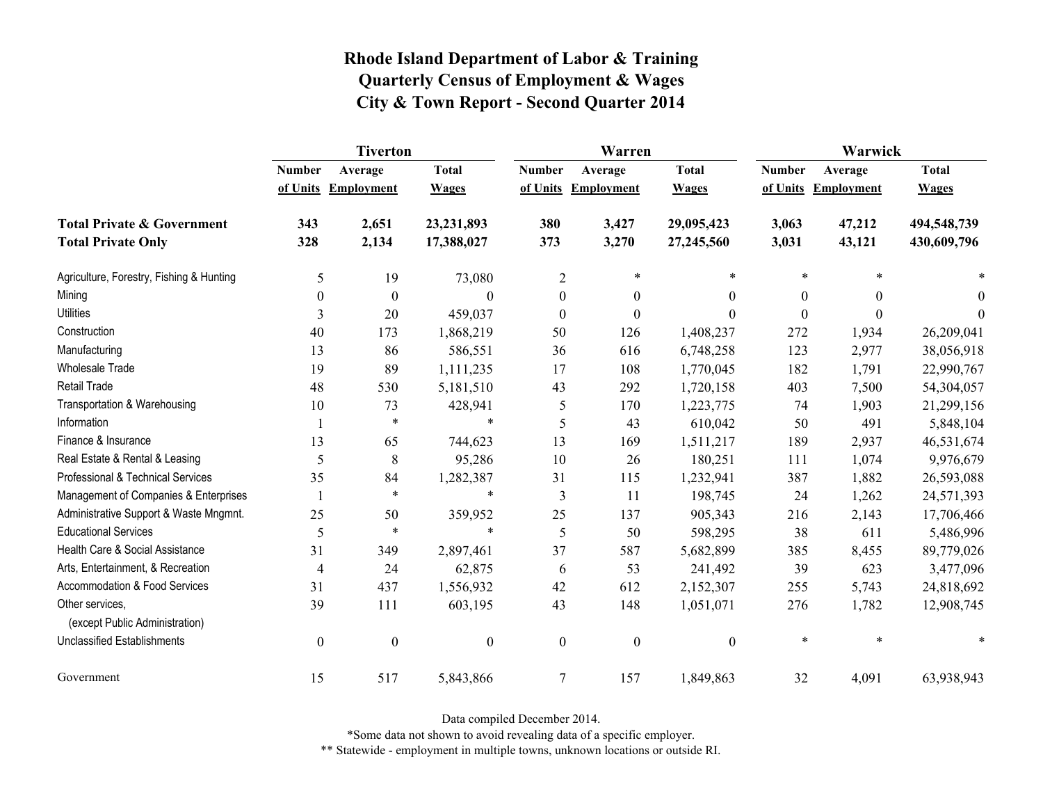# Rhode Island Department of Labor & Training
# Quarterly Census of Employment & Wages
# City & Town Report - Second Quarter 2014

| | Tiverton | | | Warren | | | Warwick | | |
|---|---|---|---|---|---|---|---|---|---|
| | Number of Units | Average Employment | Total Wages | Number of Units | Average Employment | Total Wages | Number of Units | Average Employment | Total Wages |
| **Total Private & Government** | **343** | **2,651** | **23,231,893** | **380** | **3,427** | **29,095,423** | **3,063** | **47,212** | **494,548,739** |
| **Total Private Only** | **328** | **2,134** | **17,388,027** | **373** | **3,270** | **27,245,560** | **3,031** | **43,121** | **430,609,796** |
| Agriculture, Forestry, Fishing & Hunting | 5 | 19 | 73,080 | 2 | * | * | * | * | * |
| Mining | 0 | 0 | 0 | 0 | 0 | 0 | 0 | 0 | 0 |
| Utilities | 3 | 20 | 459,037 | 0 | 0 | 0 | 0 | 0 | 0 |
| Construction | 40 | 173 | 1,868,219 | 50 | 126 | 1,408,237 | 272 | 1,934 | 26,209,041 |
| Manufacturing | 13 | 86 | 586,551 | 36 | 616 | 6,748,258 | 123 | 2,977 | 38,056,918 |
| Wholesale Trade | 19 | 89 | 1,111,235 | 17 | 108 | 1,770,045 | 182 | 1,791 | 22,990,767 |
| Retail Trade | 48 | 530 | 5,181,510 | 43 | 292 | 1,720,158 | 403 | 7,500 | 54,304,057 |
| Transportation & Warehousing | 10 | 73 | 428,941 | 5 | 170 | 1,223,775 | 74 | 1,903 | 21,299,156 |
| Information | 1 | * | * | 5 | 43 | 610,042 | 50 | 491 | 5,848,104 |
| Finance & Insurance | 13 | 65 | 744,623 | 13 | 169 | 1,511,217 | 189 | 2,937 | 46,531,674 |
| Real Estate & Rental & Leasing | 5 | 8 | 95,286 | 10 | 26 | 180,251 | 111 | 1,074 | 9,976,679 |
| Professional & Technical Services | 35 | 84 | 1,282,387 | 31 | 115 | 1,232,941 | 387 | 1,882 | 26,593,088 |
| Management of Companies & Enterprises | 1 | * | * | 3 | 11 | 198,745 | 24 | 1,262 | 24,571,393 |
| Administrative Support & Waste Mngmnt. | 25 | 50 | 359,952 | 25 | 137 | 905,343 | 216 | 2,143 | 17,706,466 |
| Educational Services | 5 | * | * | 5 | 50 | 598,295 | 38 | 611 | 5,486,996 |
| Health Care & Social Assistance | 31 | 349 | 2,897,461 | 37 | 587 | 5,682,899 | 385 | 8,455 | 89,779,026 |
| Arts, Entertainment, & Recreation | 4 | 24 | 62,875 | 6 | 53 | 241,492 | 39 | 623 | 3,477,096 |
| Accommodation & Food Services | 31 | 437 | 1,556,932 | 42 | 612 | 2,152,307 | 255 | 5,743 | 24,818,692 |
| Other services, (except Public Administration) | 39 | 111 | 603,195 | 43 | 148 | 1,051,071 | 276 | 1,782 | 12,908,745 |
| Unclassified Establishments | 0 | 0 | 0 | 0 | 0 | 0 | * | * | * |
| Government | 15 | 517 | 5,843,866 | 7 | 157 | 1,849,863 | 32 | 4,091 | 63,938,943 |

Data compiled December 2014.

*Some data not shown to avoid revealing data of a specific employer.

** Statewide - employment in multiple towns, unknown locations or outside RI.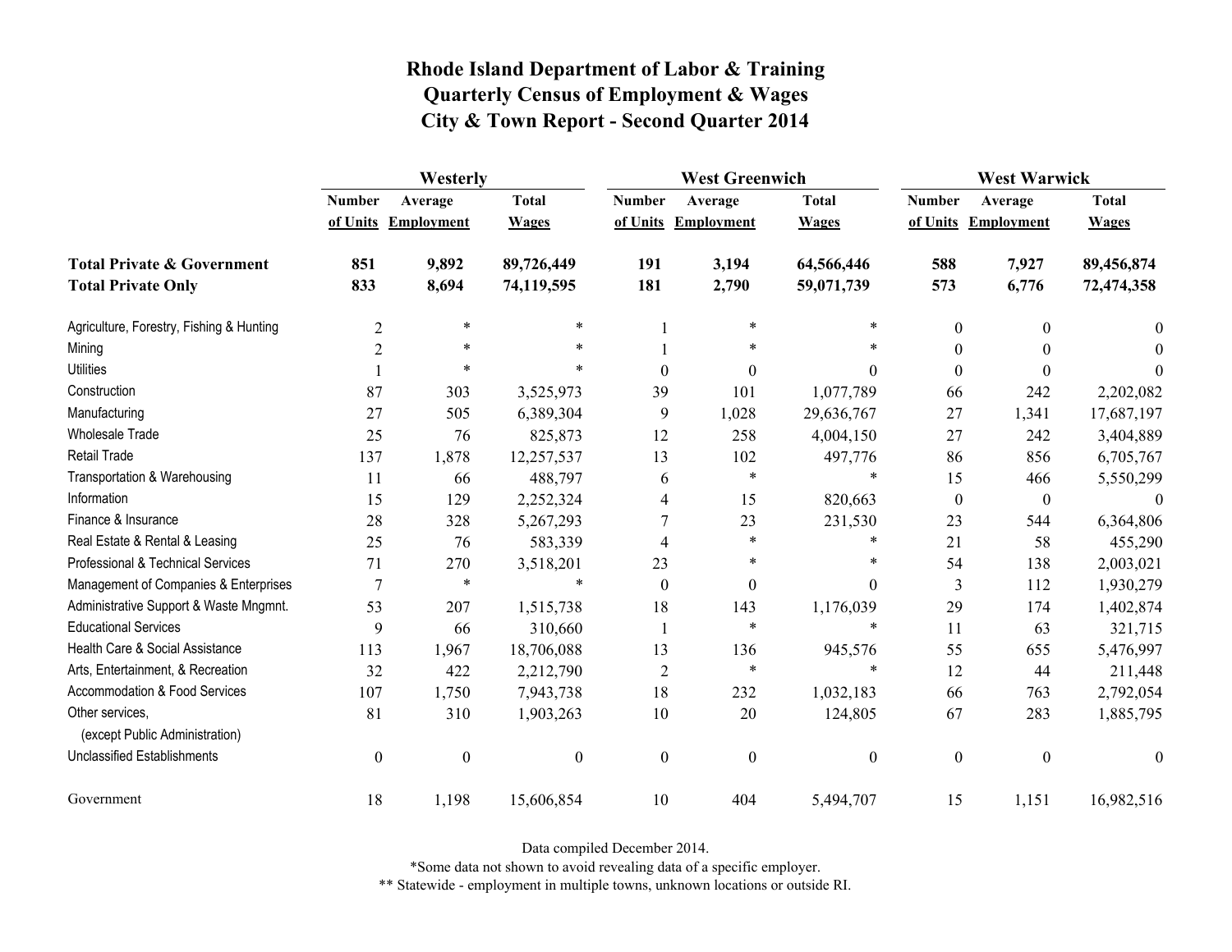# Rhode Island Department of Labor & Training
# Quarterly Census of Employment & Wages
# City & Town Report - Second Quarter 2014

| | Westerly | | | West Greenwich | | | West Warwick | | |
|---|---|---|---|---|---|---|---|---|---|
| | Number of Units | Average Employment | Total Wages | Number of Units | Average Employment | Total Wages | Number of Units | Average Employment | Total Wages |
| **Total Private & Government** | **851** | **9,892** | **89,726,449** | **191** | **3,194** | **64,566,446** | **588** | **7,927** | **89,456,874** |
| **Total Private Only** | **833** | **8,694** | **74,119,595** | **181** | **2,790** | **59,071,739** | **573** | **6,776** | **72,474,358** |
| Agriculture, Forestry, Fishing & Hunting | 2 | * | * | 1 | * | * | 0 | 0 | 0 |
| Mining | 2 | * | * | 1 | * | * | 0 | 0 | 0 |
| Utilities | 1 | * | * | 0 | 0 | 0 | 0 | 0 | 0 |
| Construction | 87 | 303 | 3,525,973 | 39 | 101 | 1,077,789 | 66 | 242 | 2,202,082 |
| Manufacturing | 27 | 505 | 6,389,304 | 9 | 1,028 | 29,636,767 | 27 | 1,341 | 17,687,197 |
| Wholesale Trade | 25 | 76 | 825,873 | 12 | 258 | 4,004,150 | 27 | 242 | 3,404,889 |
| Retail Trade | 137 | 1,878 | 12,257,537 | 13 | 102 | 497,776 | 86 | 856 | 6,705,767 |
| Transportation & Warehousing | 11 | 66 | 488,797 | 6 | * | * | 15 | 466 | 5,550,299 |
| Information | 15 | 129 | 2,252,324 | 4 | 15 | 820,663 | 0 | 0 | 0 |
| Finance & Insurance | 28 | 328 | 5,267,293 | 7 | 23 | 231,530 | 23 | 544 | 6,364,806 |
| Real Estate & Rental & Leasing | 25 | 76 | 583,339 | 4 | * | * | 21 | 58 | 455,290 |
| Professional & Technical Services | 71 | 270 | 3,518,201 | 23 | * | * | 54 | 138 | 2,003,021 |
| Management of Companies & Enterprises | 7 | * | * | 0 | 0 | 0 | 3 | 112 | 1,930,279 |
| Administrative Support & Waste Mngmnt. | 53 | 207 | 1,515,738 | 18 | 143 | 1,176,039 | 29 | 174 | 1,402,874 |
| Educational Services | 9 | 66 | 310,660 | 1 | * | * | 11 | 63 | 321,715 |
| Health Care & Social Assistance | 113 | 1,967 | 18,706,088 | 13 | 136 | 945,576 | 55 | 655 | 5,476,997 |
| Arts, Entertainment, & Recreation | 32 | 422 | 2,212,790 | 2 | * | * | 12 | 44 | 211,448 |
| Accommodation & Food Services | 107 | 1,750 | 7,943,738 | 18 | 232 | 1,032,183 | 66 | 763 | 2,792,054 |
| Other services, (except Public Administration) | 81 | 310 | 1,903,263 | 10 | 20 | 124,805 | 67 | 283 | 1,885,795 |
| Unclassified Establishments | 0 | 0 | 0 | 0 | 0 | 0 | 0 | 0 | 0 |
| Government | 18 | 1,198 | 15,606,854 | 10 | 404 | 5,494,707 | 15 | 1,151 | 16,982,516 |

Data compiled December 2014.

*Some data not shown to avoid revealing data of a specific employer.

** Statewide - employment in multiple towns, unknown locations or outside RI.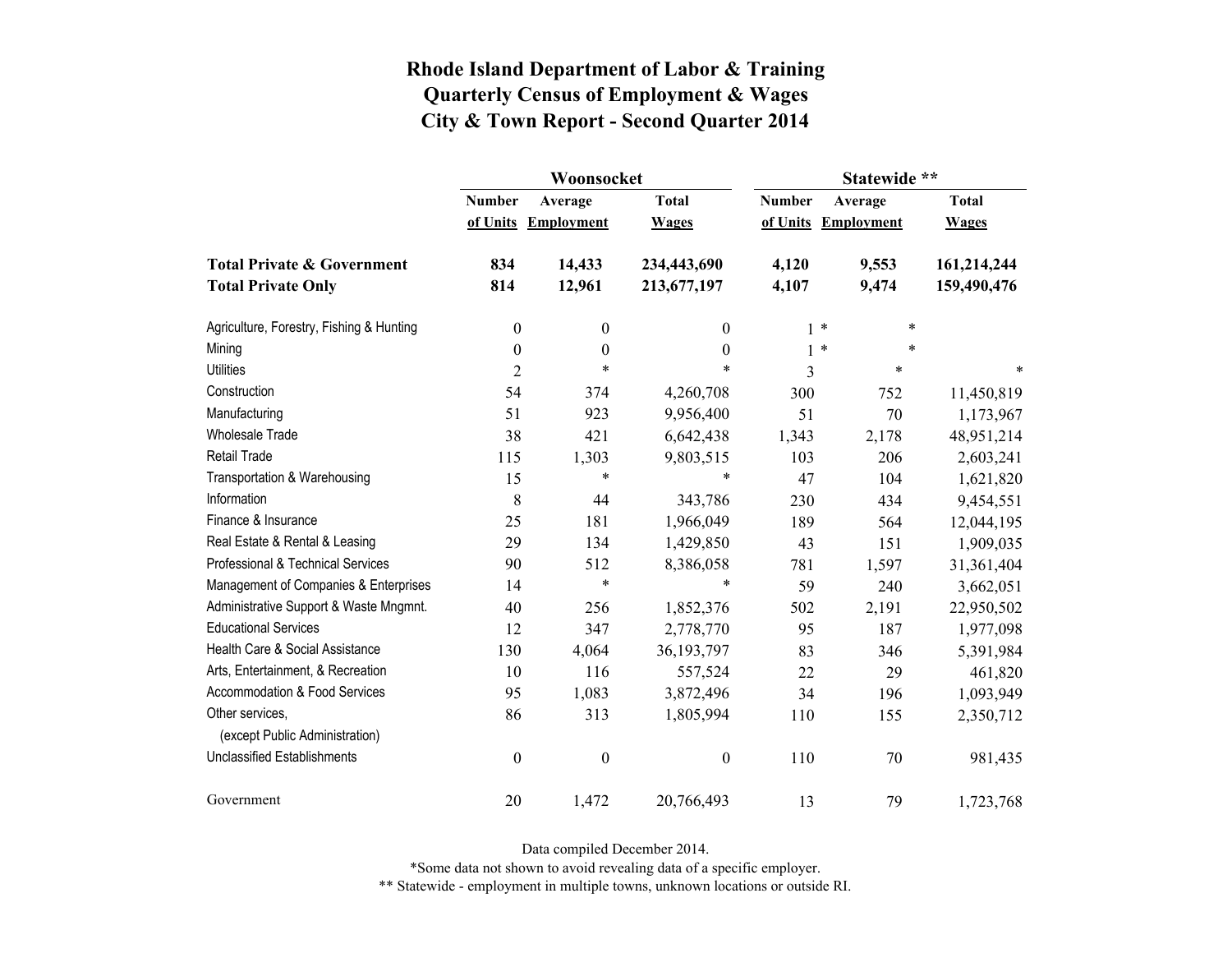# Rhode Island Department of Labor & Training
## Quarterly Census of Employment & Wages
## City & Town Report - Second Quarter 2014

| | Woonsocket | | | Statewide ** | | |
|---|---|---|---|---|---|---|
| | Number of Units | Average Employment | Total Wages | Number of Units | Average Employment | Total Wages |
| **Total Private & Government** | **834** | **14,433** | **234,443,690** | **4,120** | **9,553** | **161,214,244** |
| **Total Private Only** | **814** | **12,961** | **213,677,197** | **4,107** | **9,474** | **159,490,476** |
| Agriculture, Forestry, Fishing & Hunting | 0 | 0 | 0 | 1 * | * | |
| Mining | 0 | 0 | 0 | 1 * | * | |
| Utilities | 2 | * | * | 3 | * | * |
| Construction | 54 | 374 | 4,260,708 | 300 | 752 | 11,450,819 |
| Manufacturing | 51 | 923 | 9,956,400 | 51 | 70 | 1,173,967 |
| Wholesale Trade | 38 | 421 | 6,642,438 | 1,343 | 2,178 | 48,951,214 |
| Retail Trade | 115 | 1,303 | 9,803,515 | 103 | 206 | 2,603,241 |
| Transportation & Warehousing | 15 | * | * | 47 | 104 | 1,621,820 |
| Information | 8 | 44 | 343,786 | 230 | 434 | 9,454,551 |
| Finance & Insurance | 25 | 181 | 1,966,049 | 189 | 564 | 12,044,195 |
| Real Estate & Rental & Leasing | 29 | 134 | 1,429,850 | 43 | 151 | 1,909,035 |
| Professional & Technical Services | 90 | 512 | 8,386,058 | 781 | 1,597 | 31,361,404 |
| Management of Companies & Enterprises | 14 | * | * | 59 | 240 | 3,662,051 |
| Administrative Support & Waste Mngmnt. | 40 | 256 | 1,852,376 | 502 | 2,191 | 22,950,502 |
| Educational Services | 12 | 347 | 2,778,770 | 95 | 187 | 1,977,098 |
| Health Care & Social Assistance | 130 | 4,064 | 36,193,797 | 83 | 346 | 5,391,984 |
| Arts, Entertainment, & Recreation | 10 | 116 | 557,524 | 22 | 29 | 461,820 |
| Accommodation & Food Services | 95 | 1,083 | 3,872,496 | 34 | 196 | 1,093,949 |
| Other services, (except Public Administration) | 86 | 313 | 1,805,994 | 110 | 155 | 2,350,712 |
| Unclassified Establishments | 0 | 0 | 0 | 110 | 70 | 981,435 |
| Government | 20 | 1,472 | 20,766,493 | 13 | 79 | 1,723,768 |

Data compiled December 2014.

*Some data not shown to avoid revealing data of a specific employer.

** Statewide - employment in multiple towns, unknown locations or outside RI.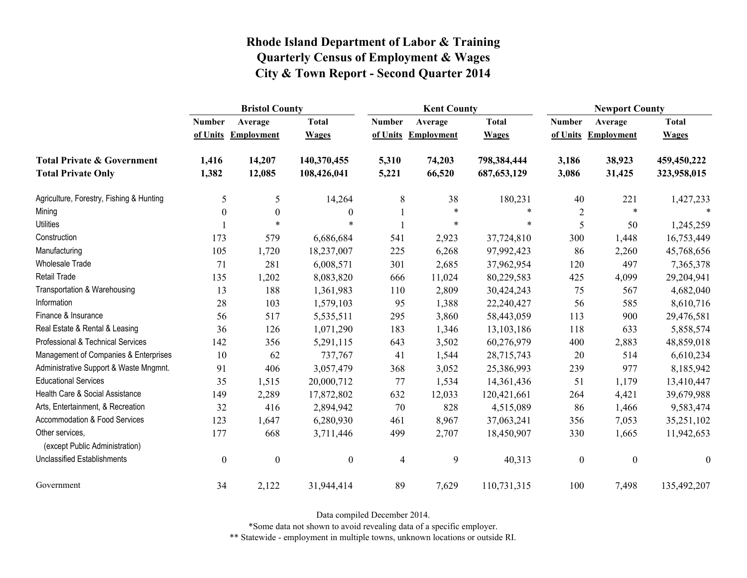# Rhode Island Department of Labor & Training
# Quarterly Census of Employment & Wages
# City & Town Report - Second Quarter 2014

| | Bristol County | | | Kent County | | | Newport County | | |
|---|---|---|---|---|---|---|---|---|---|
| | Number of Units | Average Employment | Total Wages | Number of Units | Average Employment | Total Wages | Number of Units | Average Employment | Total Wages |
| **Total Private & Government** | **1,416** | **14,207** | **140,370,455** | **5,310** | **74,203** | **798,384,444** | **3,186** | **38,923** | **459,450,222** |
| **Total Private Only** | **1,382** | **12,085** | **108,426,041** | **5,221** | **66,520** | **687,653,129** | **3,086** | **31,425** | **323,958,015** |
| Agriculture, Forestry, Fishing & Hunting | 5 | 5 | 14,264 | 8 | 38 | 180,231 | 40 | 221 | 1,427,233 |
| Mining | 0 | 0 | 0 | 1 | * | * | 2 | * | * |
| Utilities | 1 | * | * | 1 | * | * | 5 | 50 | 1,245,259 |
| Construction | 173 | 579 | 6,686,684 | 541 | 2,923 | 37,724,810 | 300 | 1,448 | 16,753,449 |
| Manufacturing | 105 | 1,720 | 18,237,007 | 225 | 6,268 | 97,992,423 | 86 | 2,260 | 45,768,656 |
| Wholesale Trade | 71 | 281 | 6,008,571 | 301 | 2,685 | 37,962,954 | 120 | 497 | 7,365,378 |
| Retail Trade | 135 | 1,202 | 8,083,820 | 666 | 11,024 | 80,229,583 | 425 | 4,099 | 29,204,941 |
| Transportation & Warehousing | 13 | 188 | 1,361,983 | 110 | 2,809 | 30,424,243 | 75 | 567 | 4,682,040 |
| Information | 28 | 103 | 1,579,103 | 95 | 1,388 | 22,240,427 | 56 | 585 | 8,610,716 |
| Finance & Insurance | 56 | 517 | 5,535,511 | 295 | 3,860 | 58,443,059 | 113 | 900 | 29,476,581 |
| Real Estate & Rental & Leasing | 36 | 126 | 1,071,290 | 183 | 1,346 | 13,103,186 | 118 | 633 | 5,858,574 |
| Professional & Technical Services | 142 | 356 | 5,291,115 | 643 | 3,502 | 60,276,979 | 400 | 2,883 | 48,859,018 |
| Management of Companies & Enterprises | 10 | 62 | 737,767 | 41 | 1,544 | 28,715,743 | 20 | 514 | 6,610,234 |
| Administrative Support & Waste Mngmnt. | 91 | 406 | 3,057,479 | 368 | 3,052 | 25,386,993 | 239 | 977 | 8,185,942 |
| Educational Services | 35 | 1,515 | 20,000,712 | 77 | 1,534 | 14,361,436 | 51 | 1,179 | 13,410,447 |
| Health Care & Social Assistance | 149 | 2,289 | 17,872,802 | 632 | 12,033 | 120,421,661 | 264 | 4,421 | 39,679,988 |
| Arts, Entertainment, & Recreation | 32 | 416 | 2,894,942 | 70 | 828 | 4,515,089 | 86 | 1,466 | 9,583,474 |
| Accommodation & Food Services | 123 | 1,647 | 6,280,930 | 461 | 8,967 | 37,063,241 | 356 | 7,053 | 35,251,102 |
| Other services, (except Public Administration) | 177 | 668 | 3,711,446 | 499 | 2,707 | 18,450,907 | 330 | 1,665 | 11,942,653 |
| Unclassified Establishments | 0 | 0 | 0 | 4 | 9 | 40,313 | 0 | 0 | 0 |
| Government | 34 | 2,122 | 31,944,414 | 89 | 7,629 | 110,731,315 | 100 | 7,498 | 135,492,207 |

Data compiled December 2014.

*Some data not shown to avoid revealing data of a specific employer.

** Statewide - employment in multiple towns, unknown locations or outside RI.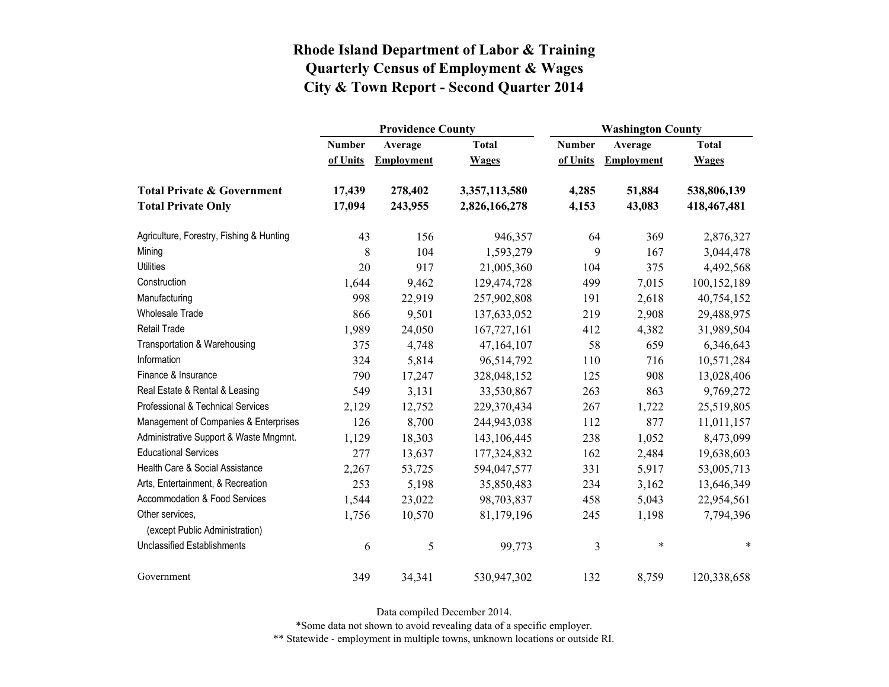# Rhode Island Department of Labor & Training
# Quarterly Census of Employment & Wages
# City & Town Report - Second Quarter 2014

| | Providence County | | | Washington County | | |
|---|---|---|---|---|---|---|
| | Number of Units | Average Employment | Total Wages | Number of Units | Average Employment | Total Wages |
| **Total Private & Government** | **17,439** | **278,402** | **3,357,113,580** | **4,285** | **51,884** | **538,806,139** |
| **Total Private Only** | **17,094** | **243,955** | **2,826,166,278** | **4,153** | **43,083** | **418,467,481** |
| Agriculture, Forestry, Fishing & Hunting | 43 | 156 | 946,357 | 64 | 369 | 2,876,327 |
| Mining | 8 | 104 | 1,593,279 | 9 | 167 | 3,044,478 |
| Utilities | 20 | 917 | 21,005,360 | 104 | 375 | 4,492,568 |
| Construction | 1,644 | 9,462 | 129,474,728 | 499 | 7,015 | 100,152,189 |
| Manufacturing | 998 | 22,919 | 257,902,808 | 191 | 2,618 | 40,754,152 |
| Wholesale Trade | 866 | 9,501 | 137,633,052 | 219 | 2,908 | 29,488,975 |
| Retail Trade | 1,989 | 24,050 | 167,727,161 | 412 | 4,382 | 31,989,504 |
| Transportation & Warehousing | 375 | 4,748 | 47,164,107 | 58 | 659 | 6,346,643 |
| Information | 324 | 5,814 | 96,514,792 | 110 | 716 | 10,571,284 |
| Finance & Insurance | 790 | 17,247 | 328,048,152 | 125 | 908 | 13,028,406 |
| Real Estate & Rental & Leasing | 549 | 3,131 | 33,530,867 | 263 | 863 | 9,769,272 |
| Professional & Technical Services | 2,129 | 12,752 | 229,370,434 | 267 | 1,722 | 25,519,805 |
| Management of Companies & Enterprises | 126 | 8,700 | 244,943,038 | 112 | 877 | 11,011,157 |
| Administrative Support & Waste Mngmnt. | 1,129 | 18,303 | 143,106,445 | 238 | 1,052 | 8,473,099 |
| Educational Services | 277 | 13,637 | 177,324,832 | 162 | 2,484 | 19,638,603 |
| Health Care & Social Assistance | 2,267 | 53,725 | 594,047,577 | 331 | 5,917 | 53,005,713 |
| Arts, Entertainment, & Recreation | 253 | 5,198 | 35,850,483 | 234 | 3,162 | 13,646,349 |
| Accommodation & Food Services | 1,544 | 23,022 | 98,703,837 | 458 | 5,043 | 22,954,561 |
| Other services, (except Public Administration) | 1,756 | 10,570 | 81,179,196 | 245 | 1,198 | 7,794,396 |
| Unclassified Establishments | 6 | 5 | 99,773 | 3 | * | * |
| Government | 349 | 34,341 | 530,947,302 | 132 | 8,759 | 120,338,658 |

Data compiled December 2014.

*Some data not shown to avoid revealing data of a specific employer.

** Statewide - employment in multiple towns, unknown locations or outside RI.